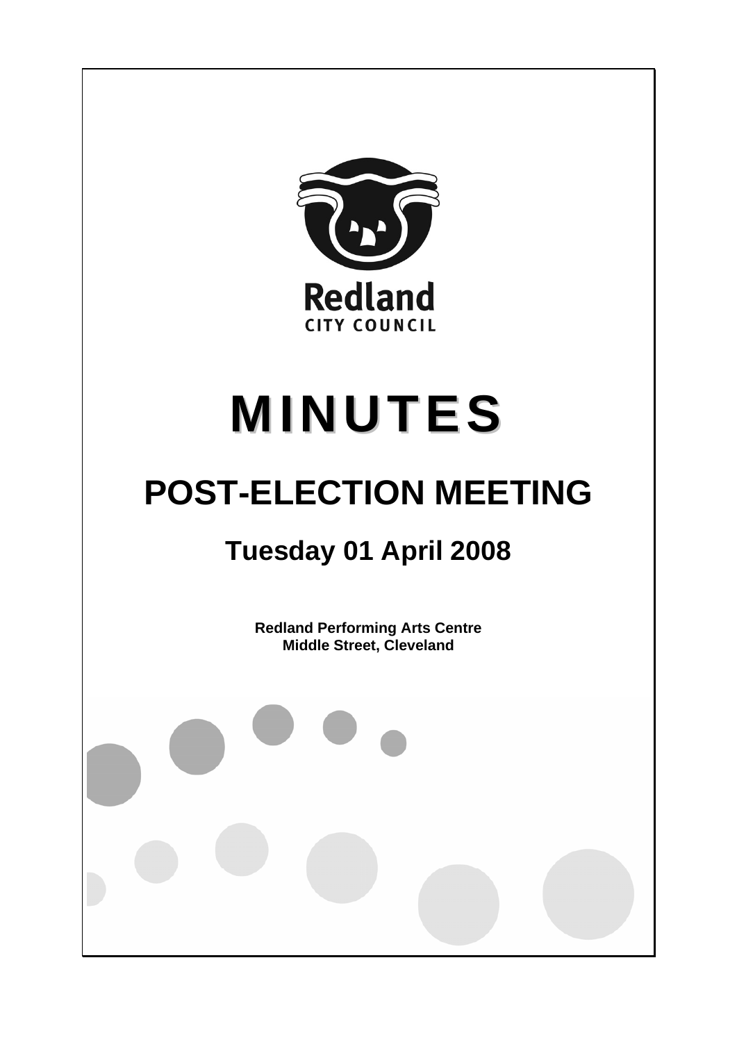Redland
CITY COUNCIL

# MINUTES

# POST-ELECTION MEETING

## Tuesday 01 April 2008

**Redland Performing Arts Centre**
**Middle Street, Cleveland**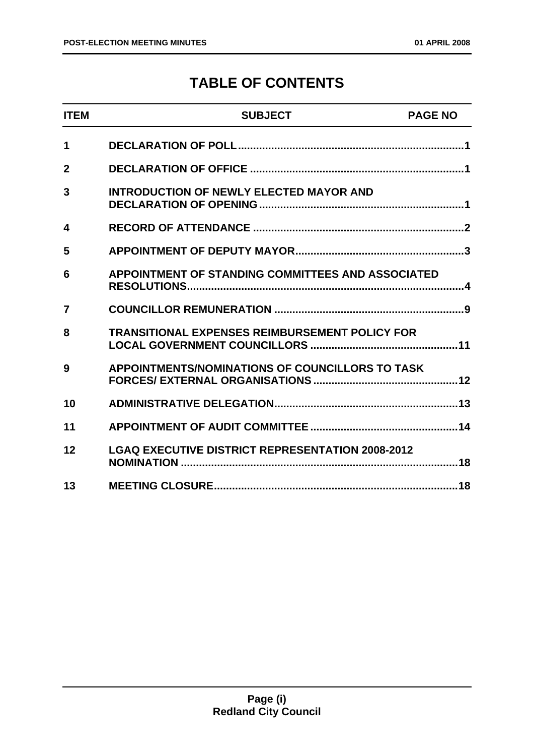# TABLE OF CONTENTS

| ITEM | SUBJECT | PAGE NO |
|---|---|---|
| 1 | DECLARATION OF POLL | 1 |
| 2 | DECLARATION OF OFFICE | 1 |
| 3 | INTRODUCTION OF NEWLY ELECTED MAYOR AND DECLARATION OF OPENING | 1 |
| 4 | RECORD OF ATTENDANCE | 2 |
| 5 | APPOINTMENT OF DEPUTY MAYOR | 3 |
| 6 | APPOINTMENT OF STANDING COMMITTEES AND ASSOCIATED RESOLUTIONS | 4 |
| 7 | COUNCILLOR REMUNERATION | 9 |
| 8 | TRANSITIONAL EXPENSES REIMBURSEMENT POLICY FOR LOCAL GOVERNMENT COUNCILLORS | 11 |
| 9 | APPOINTMENTS/NOMINATIONS OF COUNCILLORS TO TASK FORCES/ EXTERNAL ORGANISATIONS | 12 |
| 10 | ADMINISTRATIVE DELEGATION | 13 |
| 11 | APPOINTMENT OF AUDIT COMMITTEE | 14 |
| 12 | LGAQ EXECUTIVE DISTRICT REPRESENTATION 2008-2012 NOMINATION | 18 |
| 13 | MEETING CLOSURE | 18 |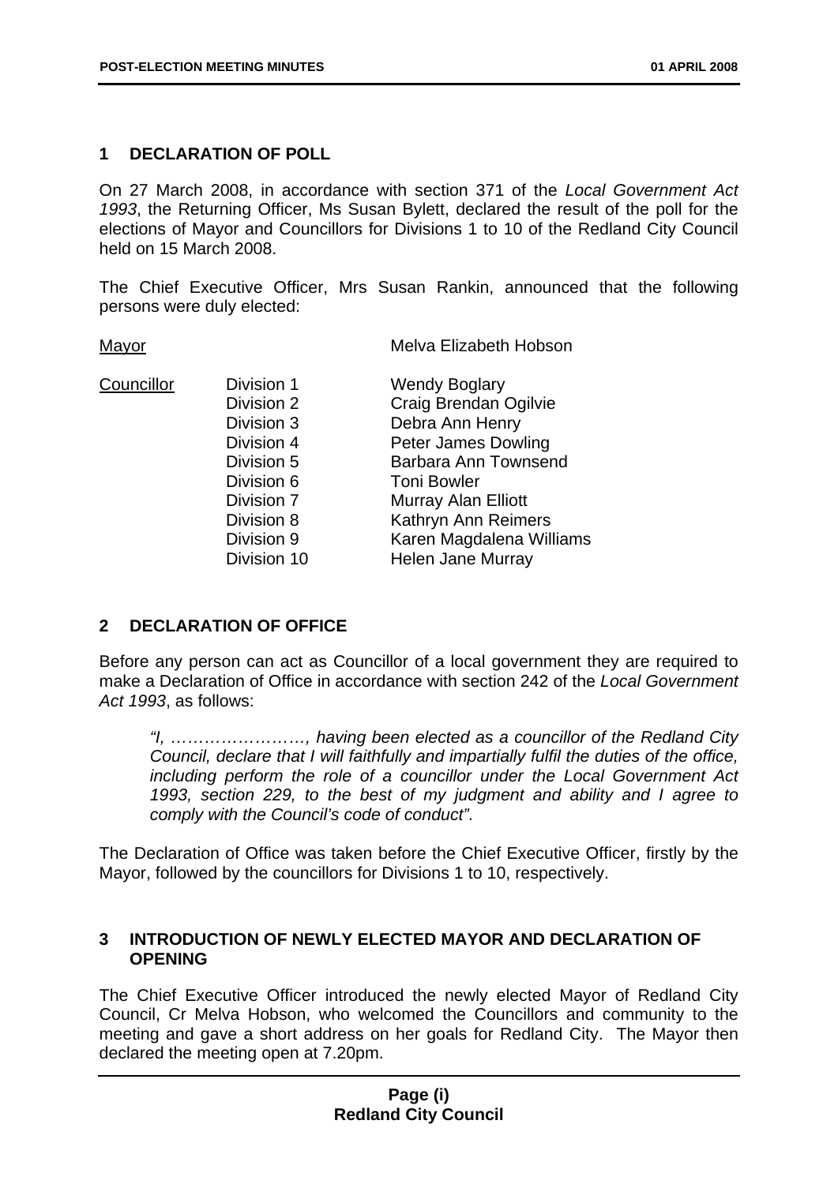## 1 DECLARATION OF POLL

On 27 March 2008, in accordance with section 371 of the *Local Government Act 1993*, the Returning Officer, Ms Susan Bylett, declared the result of the poll for the elections of Mayor and Councillors for Divisions 1 to 10 of the Redland City Council held on 15 March 2008.

The Chief Executive Officer, Mrs Susan Rankin, announced that the following persons were duly elected:

| | | |
|---|---|---|
| Mayor | | Melva Elizabeth Hobson |
| Councillor | Division 1 | Wendy Boglary |
| | Division 2 | Craig Brendan Ogilvie |
| | Division 3 | Debra Ann Henry |
| | Division 4 | Peter James Dowling |
| | Division 5 | Barbara Ann Townsend |
| | Division 6 | Toni Bowler |
| | Division 7 | Murray Alan Elliott |
| | Division 8 | Kathryn Ann Reimers |
| | Division 9 | Karen Magdalena Williams |
| | Division 10 | Helen Jane Murray |

## 2 DECLARATION OF OFFICE

Before any person can act as Councillor of a local government they are required to make a Declaration of Office in accordance with section 242 of the *Local Government Act 1993*, as follows:

> *"I, ……………………, having been elected as a councillor of the Redland City Council, declare that I will faithfully and impartially fulfil the duties of the office, including perform the role of a councillor under the Local Government Act 1993, section 229, to the best of my judgment and ability and I agree to comply with the Council's code of conduct".*

The Declaration of Office was taken before the Chief Executive Officer, firstly by the Mayor, followed by the councillors for Divisions 1 to 10, respectively.

## 3 INTRODUCTION OF NEWLY ELECTED MAYOR AND DECLARATION OF OPENING

The Chief Executive Officer introduced the newly elected Mayor of Redland City Council, Cr Melva Hobson, who welcomed the Councillors and community to the meeting and gave a short address on her goals for Redland City. The Mayor then declared the meeting open at 7.20pm.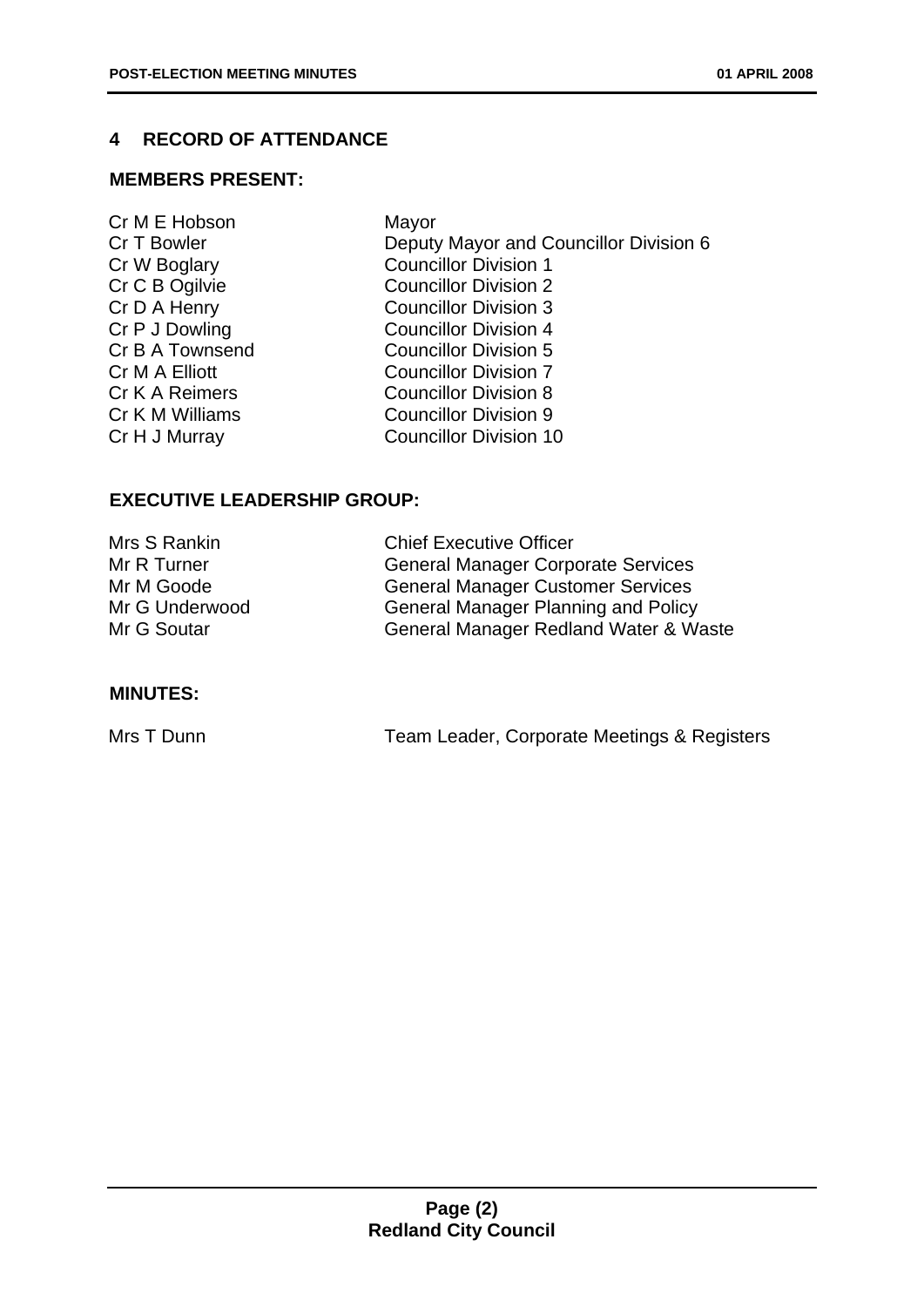## 4 RECORD OF ATTENDANCE

### MEMBERS PRESENT:

| | |
|---|---|
| Cr M E Hobson | Mayor |
| Cr T Bowler | Deputy Mayor and Councillor Division 6 |
| Cr W Boglary | Councillor Division 1 |
| Cr C B Ogilvie | Councillor Division 2 |
| Cr D A Henry | Councillor Division 3 |
| Cr P J Dowling | Councillor Division 4 |
| Cr B A Townsend | Councillor Division 5 |
| Cr M A Elliott | Councillor Division 7 |
| Cr K A Reimers | Councillor Division 8 |
| Cr K M Williams | Councillor Division 9 |
| Cr H J Murray | Councillor Division 10 |

### EXECUTIVE LEADERSHIP GROUP:

| | |
|---|---|
| Mrs S Rankin | Chief Executive Officer |
| Mr R Turner | General Manager Corporate Services |
| Mr M Goode | General Manager Customer Services |
| Mr G Underwood | General Manager Planning and Policy |
| Mr G Soutar | General Manager Redland Water & Waste |

### MINUTES:

| | |
|---|---|
| Mrs T Dunn | Team Leader, Corporate Meetings & Registers |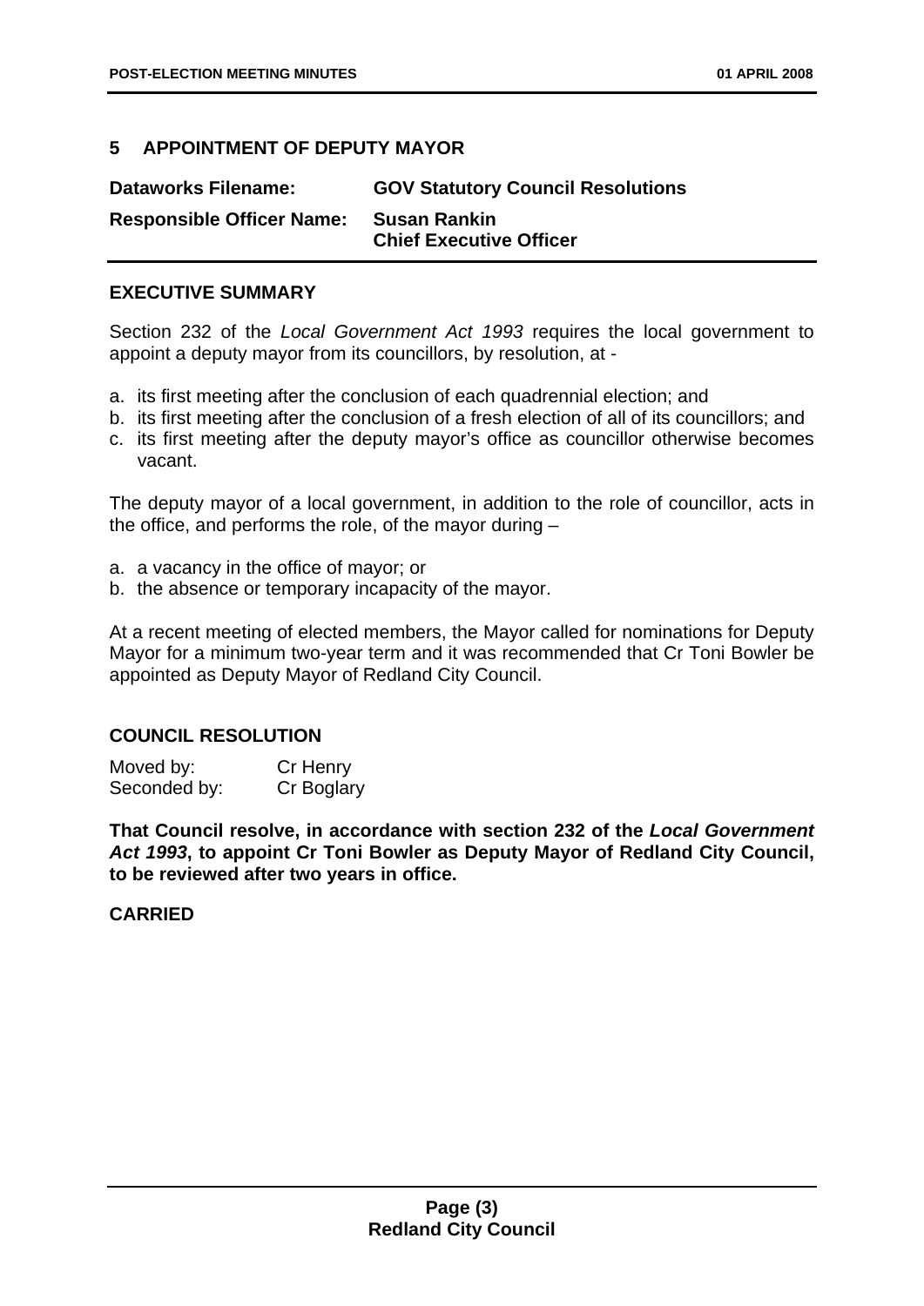## 5 APPOINTMENT OF DEPUTY MAYOR

**Dataworks Filename:** **GOV Statutory Council Resolutions**

**Responsible Officer Name:** **Susan Rankin**
**Chief Executive Officer**

### EXECUTIVE SUMMARY

Section 232 of the *Local Government Act 1993* requires the local government to appoint a deputy mayor from its councillors, by resolution, at -

a. its first meeting after the conclusion of each quadrennial election; and
b. its first meeting after the conclusion of a fresh election of all of its councillors; and
c. its first meeting after the deputy mayor's office as councillor otherwise becomes vacant.

The deputy mayor of a local government, in addition to the role of councillor, acts in the office, and performs the role, of the mayor during –

a. a vacancy in the office of mayor; or
b. the absence or temporary incapacity of the mayor.

At a recent meeting of elected members, the Mayor called for nominations for Deputy Mayor for a minimum two-year term and it was recommended that Cr Toni Bowler be appointed as Deputy Mayor of Redland City Council.

### COUNCIL RESOLUTION

Moved by: Cr Henry
Seconded by: Cr Boglary

**That Council resolve, in accordance with section 232 of the *Local Government Act 1993*, to appoint Cr Toni Bowler as Deputy Mayor of Redland City Council, to be reviewed after two years in office.**

**CARRIED**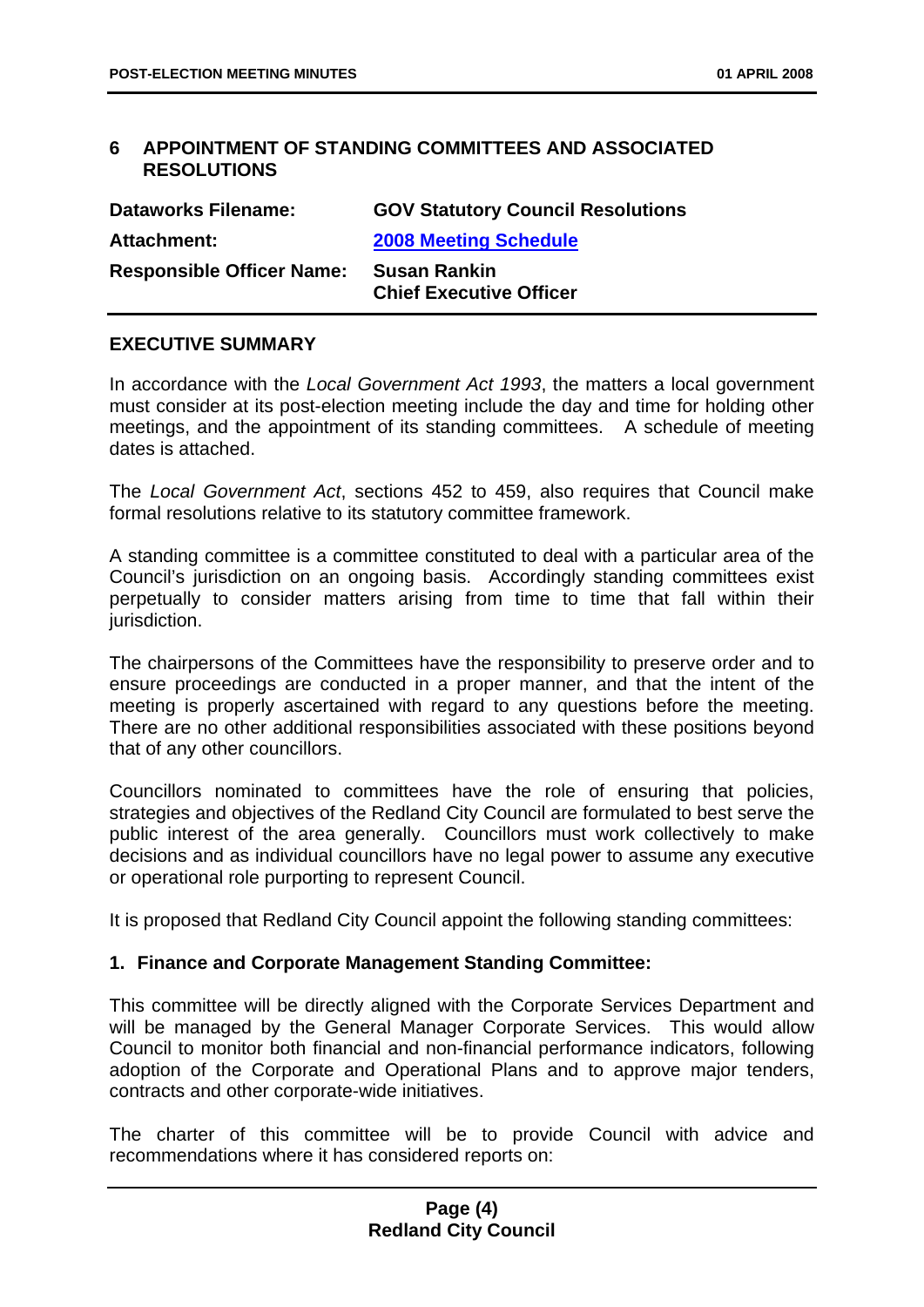## 6 APPOINTMENT OF STANDING COMMITTEES AND ASSOCIATED RESOLUTIONS

| | |
|---|---|
| **Dataworks Filename:** | **GOV Statutory Council Resolutions** |
| **Attachment:** | **2008 Meeting Schedule** |
| **Responsible Officer Name:** | **Susan Rankin**<br>**Chief Executive Officer** |

### EXECUTIVE SUMMARY

In accordance with the *Local Government Act 1993*, the matters a local government must consider at its post-election meeting include the day and time for holding other meetings, and the appointment of its standing committees. A schedule of meeting dates is attached.

The *Local Government Act*, sections 452 to 459, also requires that Council make formal resolutions relative to its statutory committee framework.

A standing committee is a committee constituted to deal with a particular area of the Council's jurisdiction on an ongoing basis. Accordingly standing committees exist perpetually to consider matters arising from time to time that fall within their jurisdiction.

The chairpersons of the Committees have the responsibility to preserve order and to ensure proceedings are conducted in a proper manner, and that the intent of the meeting is properly ascertained with regard to any questions before the meeting. There are no other additional responsibilities associated with these positions beyond that of any other councillors.

Councillors nominated to committees have the role of ensuring that policies, strategies and objectives of the Redland City Council are formulated to best serve the public interest of the area generally. Councillors must work collectively to make decisions and as individual councillors have no legal power to assume any executive or operational role purporting to represent Council.

It is proposed that Redland City Council appoint the following standing committees:

**1. Finance and Corporate Management Standing Committee:**

This committee will be directly aligned with the Corporate Services Department and will be managed by the General Manager Corporate Services. This would allow Council to monitor both financial and non-financial performance indicators, following adoption of the Corporate and Operational Plans and to approve major tenders, contracts and other corporate-wide initiatives.

The charter of this committee will be to provide Council with advice and recommendations where it has considered reports on: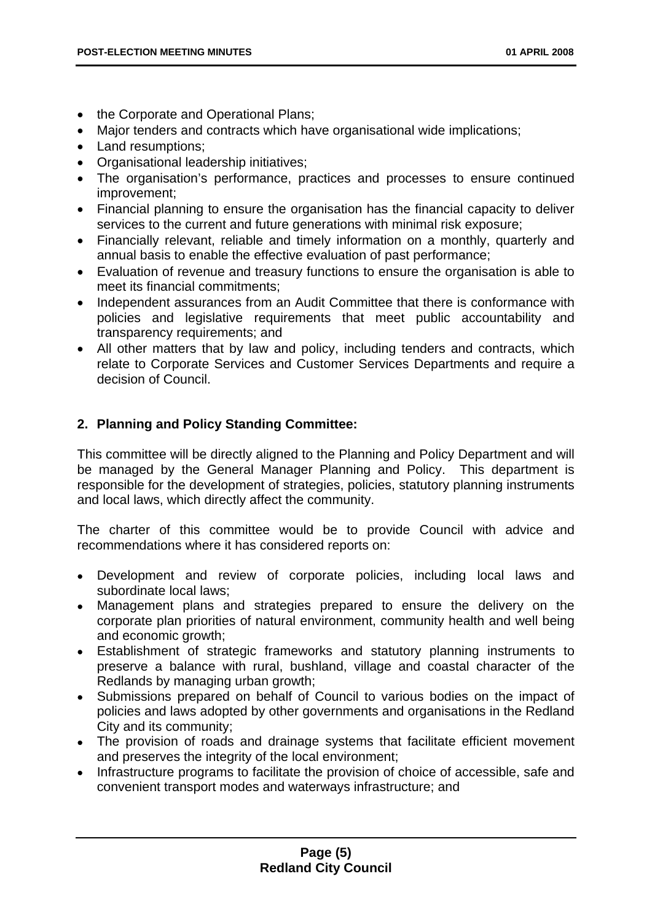- the Corporate and Operational Plans;
- Major tenders and contracts which have organisational wide implications;
- Land resumptions;
- Organisational leadership initiatives;
- The organisation's performance, practices and processes to ensure continued improvement;
- Financial planning to ensure the organisation has the financial capacity to deliver services to the current and future generations with minimal risk exposure;
- Financially relevant, reliable and timely information on a monthly, quarterly and annual basis to enable the effective evaluation of past performance;
- Evaluation of revenue and treasury functions to ensure the organisation is able to meet its financial commitments;
- Independent assurances from an Audit Committee that there is conformance with policies and legislative requirements that meet public accountability and transparency requirements; and
- All other matters that by law and policy, including tenders and contracts, which relate to Corporate Services and Customer Services Departments and require a decision of Council.

**2. Planning and Policy Standing Committee:**

This committee will be directly aligned to the Planning and Policy Department and will be managed by the General Manager Planning and Policy. This department is responsible for the development of strategies, policies, statutory planning instruments and local laws, which directly affect the community.

The charter of this committee would be to provide Council with advice and recommendations where it has considered reports on:

- Development and review of corporate policies, including local laws and subordinate local laws;
- Management plans and strategies prepared to ensure the delivery on the corporate plan priorities of natural environment, community health and well being and economic growth;
- Establishment of strategic frameworks and statutory planning instruments to preserve a balance with rural, bushland, village and coastal character of the Redlands by managing urban growth;
- Submissions prepared on behalf of Council to various bodies on the impact of policies and laws adopted by other governments and organisations in the Redland City and its community;
- The provision of roads and drainage systems that facilitate efficient movement and preserves the integrity of the local environment;
- Infrastructure programs to facilitate the provision of choice of accessible, safe and convenient transport modes and waterways infrastructure; and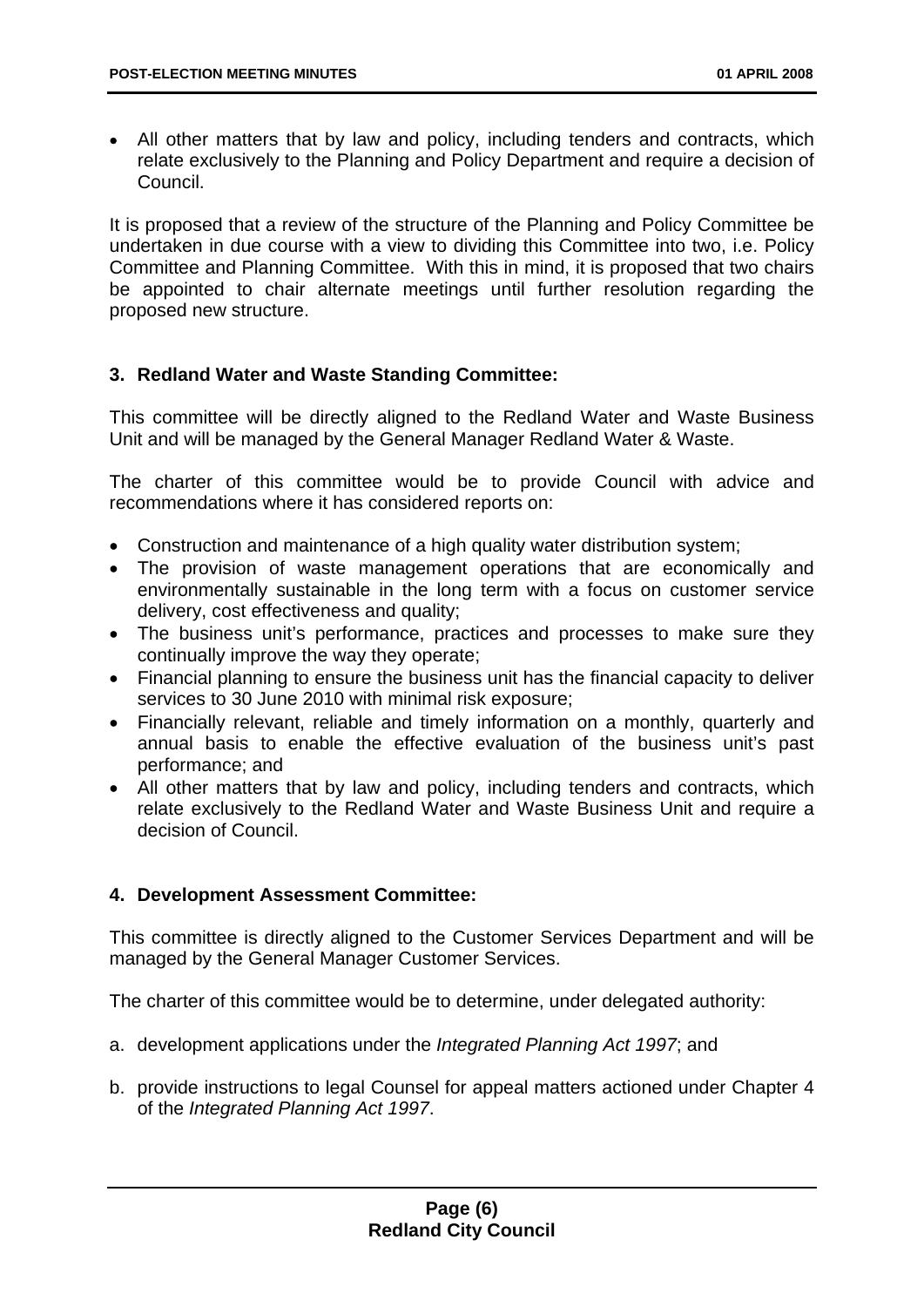- All other matters that by law and policy, including tenders and contracts, which relate exclusively to the Planning and Policy Department and require a decision of Council.

It is proposed that a review of the structure of the Planning and Policy Committee be undertaken in due course with a view to dividing this Committee into two, i.e. Policy Committee and Planning Committee. With this in mind, it is proposed that two chairs be appointed to chair alternate meetings until further resolution regarding the proposed new structure.

### 3. Redland Water and Waste Standing Committee:

This committee will be directly aligned to the Redland Water and Waste Business Unit and will be managed by the General Manager Redland Water & Waste.

The charter of this committee would be to provide Council with advice and recommendations where it has considered reports on:

- Construction and maintenance of a high quality water distribution system;
- The provision of waste management operations that are economically and environmentally sustainable in the long term with a focus on customer service delivery, cost effectiveness and quality;
- The business unit's performance, practices and processes to make sure they continually improve the way they operate;
- Financial planning to ensure the business unit has the financial capacity to deliver services to 30 June 2010 with minimal risk exposure;
- Financially relevant, reliable and timely information on a monthly, quarterly and annual basis to enable the effective evaluation of the business unit's past performance; and
- All other matters that by law and policy, including tenders and contracts, which relate exclusively to the Redland Water and Waste Business Unit and require a decision of Council.

### 4. Development Assessment Committee:

This committee is directly aligned to the Customer Services Department and will be managed by the General Manager Customer Services.

The charter of this committee would be to determine, under delegated authority:

a. development applications under the *Integrated Planning Act 1997*; and

b. provide instructions to legal Counsel for appeal matters actioned under Chapter 4 of the *Integrated Planning Act 1997*.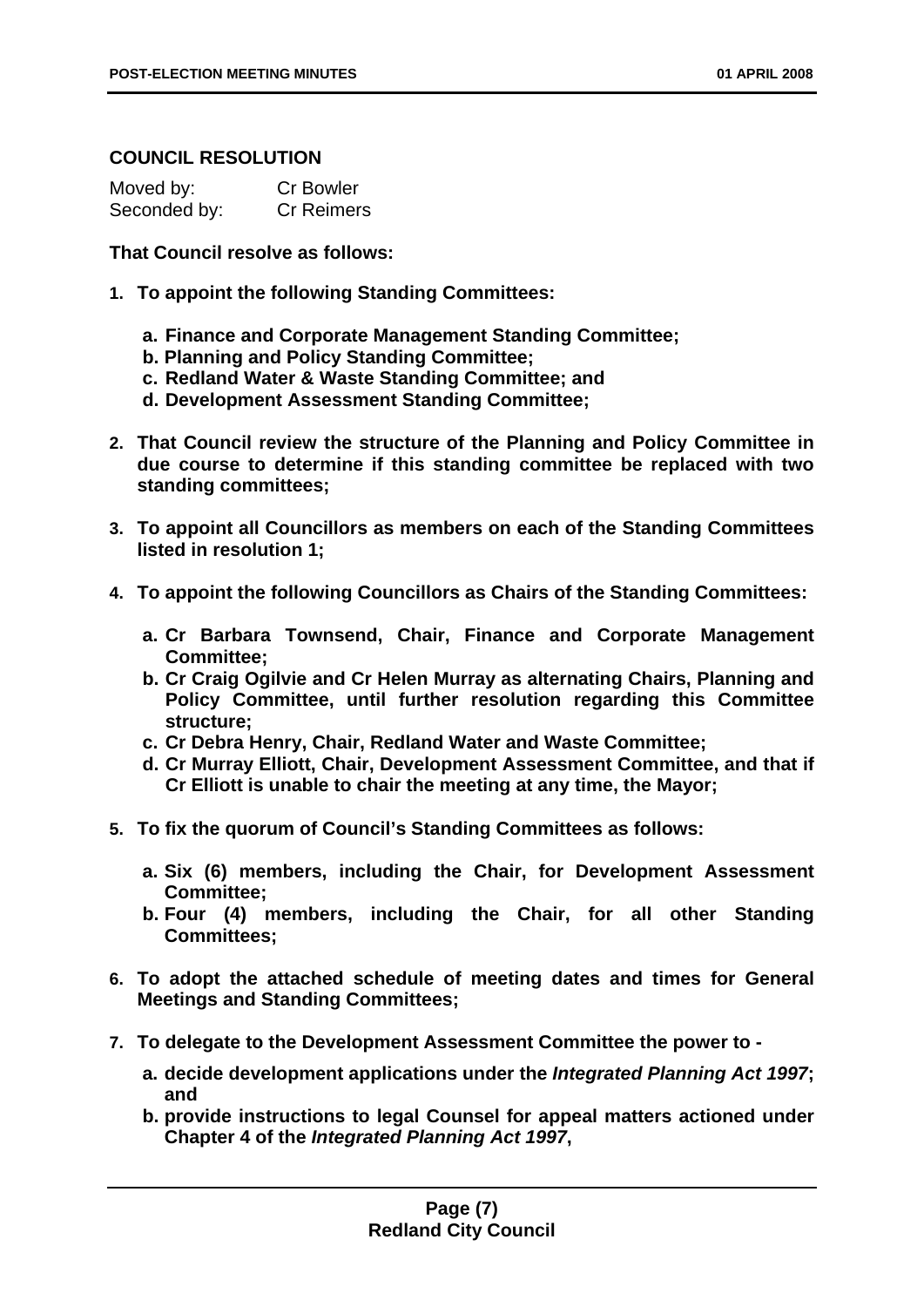**COUNCIL RESOLUTION**

Moved by: Cr Bowler
Seconded by: Cr Reimers

**That Council resolve as follows:**

1. **To appoint the following Standing Committees:**

   a. **Finance and Corporate Management Standing Committee;**
   b. **Planning and Policy Standing Committee;**
   c. **Redland Water & Waste Standing Committee; and**
   d. **Development Assessment Standing Committee;**

2. **That Council review the structure of the Planning and Policy Committee in due course to determine if this standing committee be replaced with two standing committees;**

3. **To appoint all Councillors as members on each of the Standing Committees listed in resolution 1;**

4. **To appoint the following Councillors as Chairs of the Standing Committees:**

   a. **Cr Barbara Townsend, Chair, Finance and Corporate Management Committee;**
   b. **Cr Craig Ogilvie and Cr Helen Murray as alternating Chairs, Planning and Policy Committee, until further resolution regarding this Committee structure;**
   c. **Cr Debra Henry, Chair, Redland Water and Waste Committee;**
   d. **Cr Murray Elliott, Chair, Development Assessment Committee, and that if Cr Elliott is unable to chair the meeting at any time, the Mayor;**

5. **To fix the quorum of Council's Standing Committees as follows:**

   a. **Six (6) members, including the Chair, for Development Assessment Committee;**
   b. **Four (4) members, including the Chair, for all other Standing Committees;**

6. **To adopt the attached schedule of meeting dates and times for General Meetings and Standing Committees;**

7. **To delegate to the Development Assessment Committee the power to -**

   a. **decide development applications under the *Integrated Planning Act 1997*; and**
   b. **provide instructions to legal Counsel for appeal matters actioned under Chapter 4 of the *Integrated Planning Act 1997*,**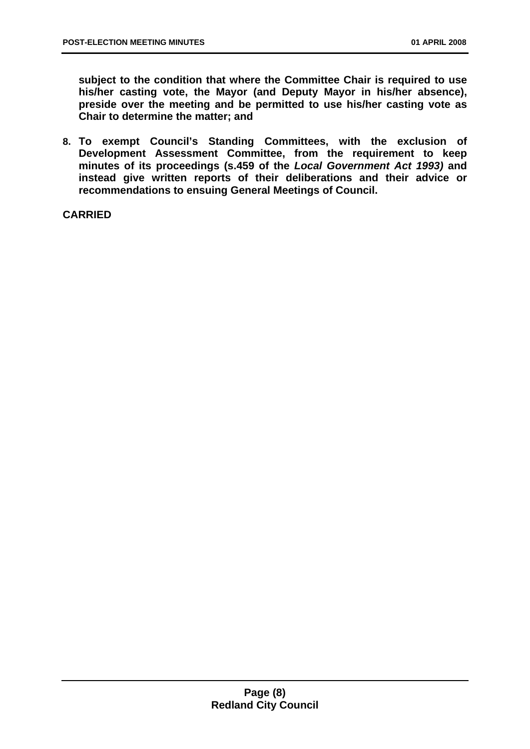**subject to the condition that where the Committee Chair is required to use his/her casting vote, the Mayor (and Deputy Mayor in his/her absence), preside over the meeting and be permitted to use his/her casting vote as Chair to determine the matter; and**

8. **To exempt Council's Standing Committees, with the exclusion of Development Assessment Committee, from the requirement to keep minutes of its proceedings (s.459 of the *Local Government Act 1993)* and instead give written reports of their deliberations and their advice or recommendations to ensuing General Meetings of Council.**

**CARRIED**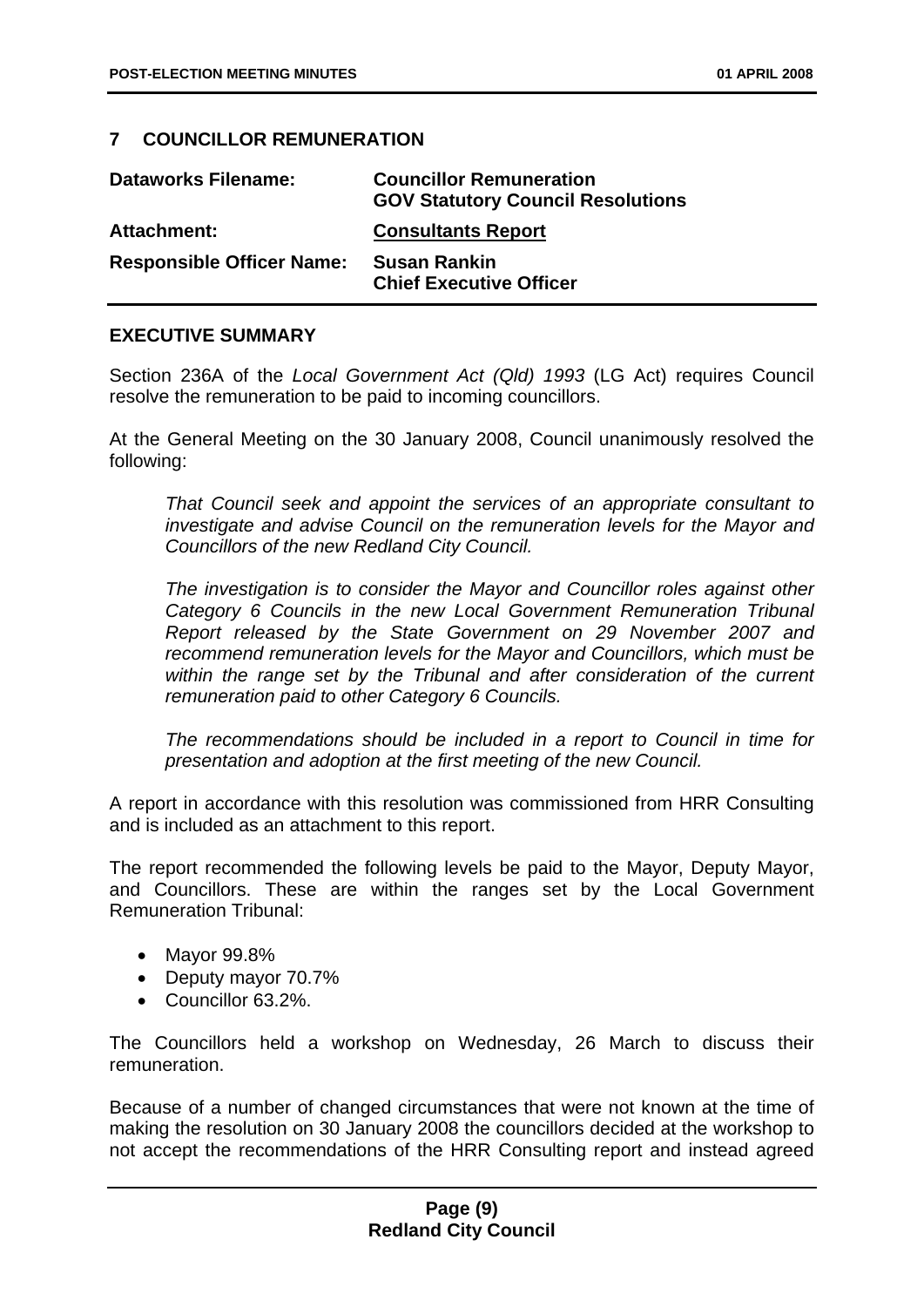## 7 COUNCILLOR REMUNERATION

| **Dataworks Filename:** | **Councillor Remuneration** **GOV Statutory Council Resolutions** |
|---|---|
| **Attachment:** | **Consultants Report** |
| **Responsible Officer Name:** | **Susan Rankin** **Chief Executive Officer** |

### EXECUTIVE SUMMARY

Section 236A of the *Local Government Act (Qld) 1993* (LG Act) requires Council resolve the remuneration to be paid to incoming councillors.

At the General Meeting on the 30 January 2008, Council unanimously resolved the following:

> *That Council seek and appoint the services of an appropriate consultant to investigate and advise Council on the remuneration levels for the Mayor and Councillors of the new Redland City Council.*
>
> *The investigation is to consider the Mayor and Councillor roles against other Category 6 Councils in the new Local Government Remuneration Tribunal Report released by the State Government on 29 November 2007 and recommend remuneration levels for the Mayor and Councillors, which must be within the range set by the Tribunal and after consideration of the current remuneration paid to other Category 6 Councils.*
>
> *The recommendations should be included in a report to Council in time for presentation and adoption at the first meeting of the new Council.*

A report in accordance with this resolution was commissioned from HRR Consulting and is included as an attachment to this report.

The report recommended the following levels be paid to the Mayor, Deputy Mayor, and Councillors. These are within the ranges set by the Local Government Remuneration Tribunal:

- Mayor 99.8%
- Deputy mayor 70.7%
- Councillor 63.2%.

The Councillors held a workshop on Wednesday, 26 March to discuss their remuneration.

Because of a number of changed circumstances that were not known at the time of making the resolution on 30 January 2008 the councillors decided at the workshop to not accept the recommendations of the HRR Consulting report and instead agreed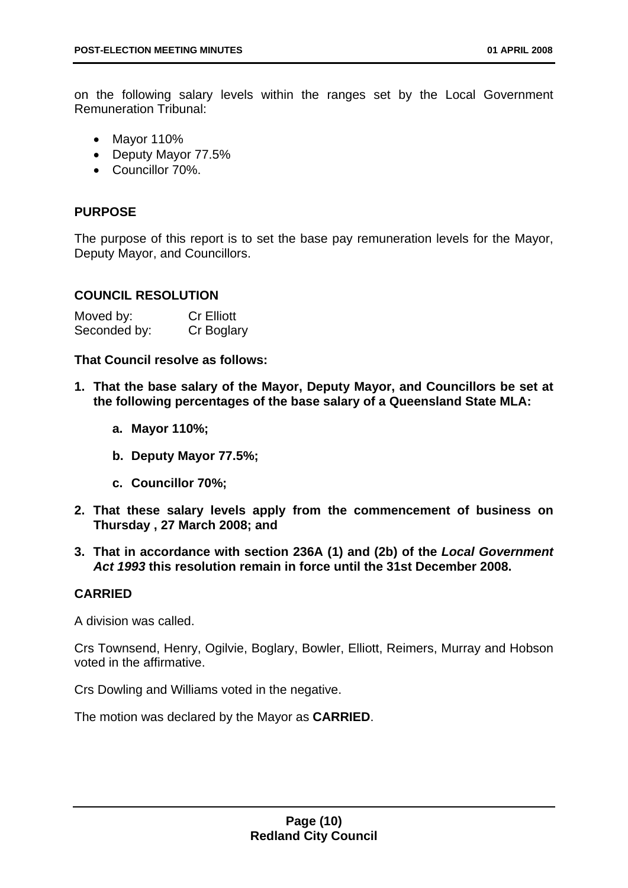on the following salary levels within the ranges set by the Local Government Remuneration Tribunal:

- Mayor 110%
- Deputy Mayor 77.5%
- Councillor 70%.

## PURPOSE

The purpose of this report is to set the base pay remuneration levels for the Mayor, Deputy Mayor, and Councillors.

## COUNCIL RESOLUTION

Moved by: Cr Elliott
Seconded by: Cr Boglary

**That Council resolve as follows:**

1. **That the base salary of the Mayor, Deputy Mayor, and Councillors be set at the following percentages of the base salary of a Queensland State MLA:**
   a. **Mayor 110%;**
   b. **Deputy Mayor 77.5%;**
   c. **Councillor 70%;**
2. **That these salary levels apply from the commencement of business on Thursday , 27 March 2008; and**
3. **That in accordance with section 236A (1) and (2b) of the *Local Government Act 1993* this resolution remain in force until the 31st December 2008.**

**CARRIED**

A division was called.

Crs Townsend, Henry, Ogilvie, Boglary, Bowler, Elliott, Reimers, Murray and Hobson voted in the affirmative.

Crs Dowling and Williams voted in the negative.

The motion was declared by the Mayor as **CARRIED**.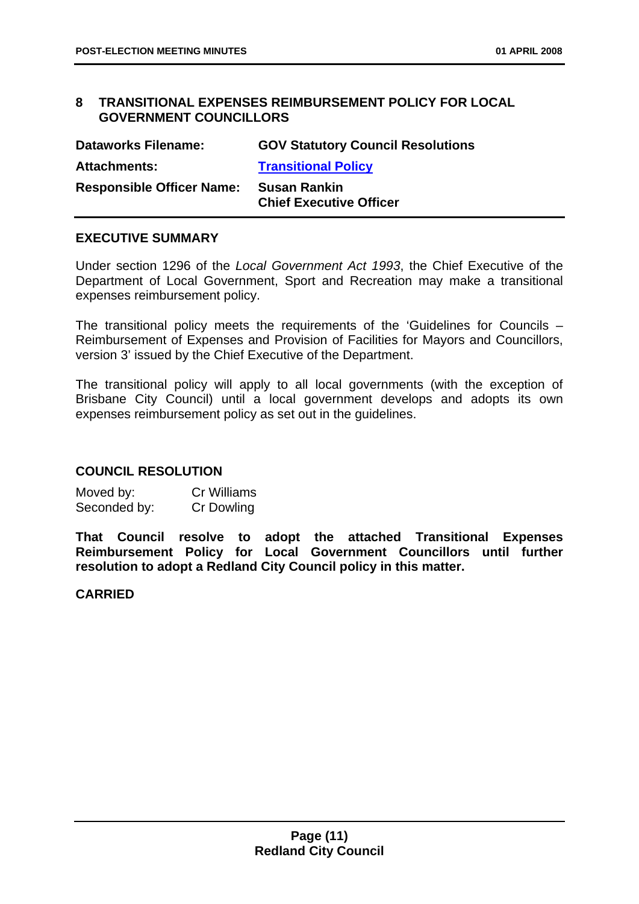## 8 TRANSITIONAL EXPENSES REIMBURSEMENT POLICY FOR LOCAL GOVERNMENT COUNCILLORS

| | |
|---|---|
| **Dataworks Filename:** | **GOV Statutory Council Resolutions** |
| **Attachments:** | **Transitional Policy** |
| **Responsible Officer Name:** | **Susan Rankin**<br>**Chief Executive Officer** |

### EXECUTIVE SUMMARY

Under section 1296 of the *Local Government Act 1993*, the Chief Executive of the Department of Local Government, Sport and Recreation may make a transitional expenses reimbursement policy.

The transitional policy meets the requirements of the 'Guidelines for Councils – Reimbursement of Expenses and Provision of Facilities for Mayors and Councillors, version 3' issued by the Chief Executive of the Department.

The transitional policy will apply to all local governments (with the exception of Brisbane City Council) until a local government develops and adopts its own expenses reimbursement policy as set out in the guidelines.

### COUNCIL RESOLUTION

Moved by: Cr Williams
Seconded by: Cr Dowling

**That Council resolve to adopt the attached Transitional Expenses Reimbursement Policy for Local Government Councillors until further resolution to adopt a Redland City Council policy in this matter.**

**CARRIED**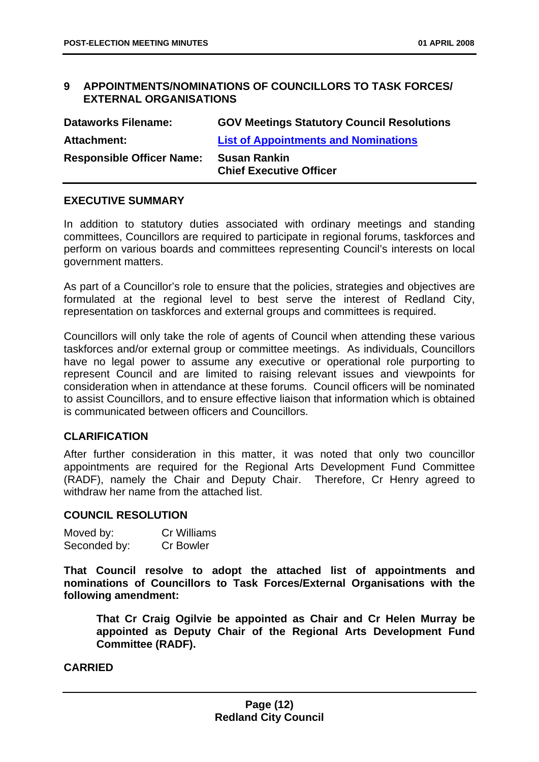## 9 APPOINTMENTS/NOMINATIONS OF COUNCILLORS TO TASK FORCES/ EXTERNAL ORGANISATIONS

| | |
|---|---|
| **Dataworks Filename:** | **GOV Meetings Statutory Council Resolutions** |
| **Attachment:** | **List of Appointments and Nominations** |
| **Responsible Officer Name:** | **Susan Rankin**<br>**Chief Executive Officer** |

### EXECUTIVE SUMMARY

In addition to statutory duties associated with ordinary meetings and standing committees, Councillors are required to participate in regional forums, taskforces and perform on various boards and committees representing Council's interests on local government matters.

As part of a Councillor's role to ensure that the policies, strategies and objectives are formulated at the regional level to best serve the interest of Redland City, representation on taskforces and external groups and committees is required.

Councillors will only take the role of agents of Council when attending these various taskforces and/or external group or committee meetings. As individuals, Councillors have no legal power to assume any executive or operational role purporting to represent Council and are limited to raising relevant issues and viewpoints for consideration when in attendance at these forums. Council officers will be nominated to assist Councillors, and to ensure effective liaison that information which is obtained is communicated between officers and Councillors.

### CLARIFICATION

After further consideration in this matter, it was noted that only two councillor appointments are required for the Regional Arts Development Fund Committee (RADF), namely the Chair and Deputy Chair. Therefore, Cr Henry agreed to withdraw her name from the attached list.

### COUNCIL RESOLUTION

Moved by: Cr Williams
Seconded by: Cr Bowler

**That Council resolve to adopt the attached list of appointments and nominations of Councillors to Task Forces/External Organisations with the following amendment:**

> **That Cr Craig Ogilvie be appointed as Chair and Cr Helen Murray be appointed as Deputy Chair of the Regional Arts Development Fund Committee (RADF).**

**CARRIED**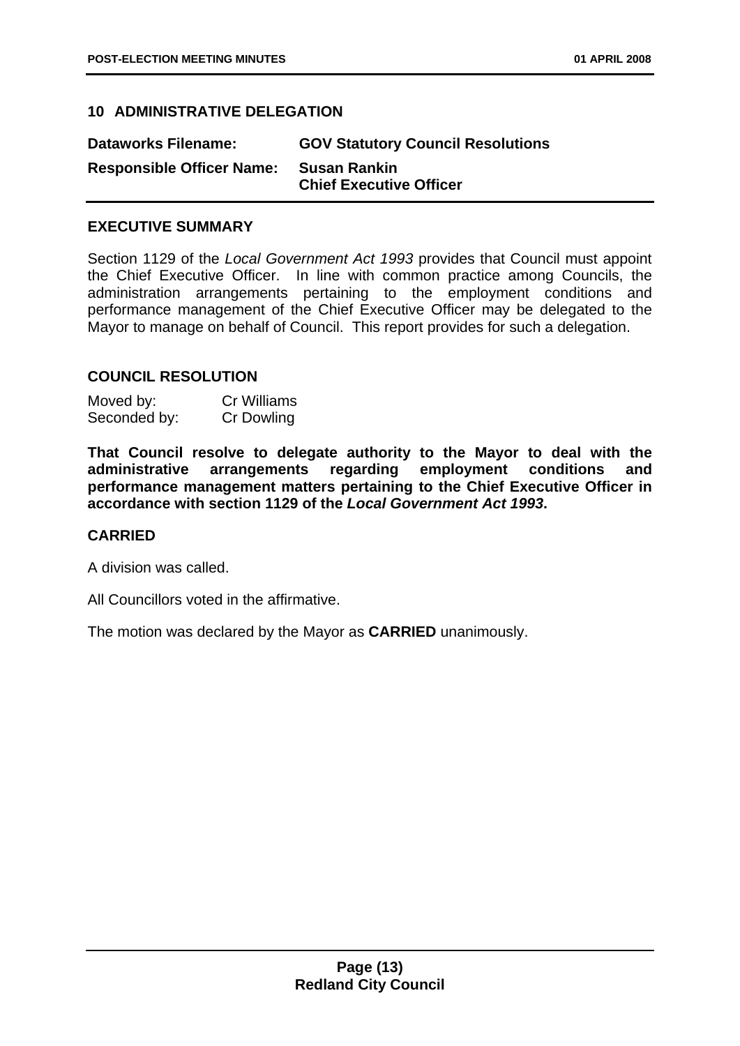## 10 ADMINISTRATIVE DELEGATION

| | |
|---|---|
| **Dataworks Filename:** | **GOV Statutory Council Resolutions** |
| **Responsible Officer Name:** | **Susan Rankin**<br>**Chief Executive Officer** |

### EXECUTIVE SUMMARY

Section 1129 of the *Local Government Act 1993* provides that Council must appoint the Chief Executive Officer. In line with common practice among Councils, the administration arrangements pertaining to the employment conditions and performance management of the Chief Executive Officer may be delegated to the Mayor to manage on behalf of Council. This report provides for such a delegation.

### COUNCIL RESOLUTION

Moved by: Cr Williams
Seconded by: Cr Dowling

**That Council resolve to delegate authority to the Mayor to deal with the administrative arrangements regarding employment conditions and performance management matters pertaining to the Chief Executive Officer in accordance with section 1129 of the *Local Government Act 1993*.**

### CARRIED

A division was called.

All Councillors voted in the affirmative.

The motion was declared by the Mayor as **CARRIED** unanimously.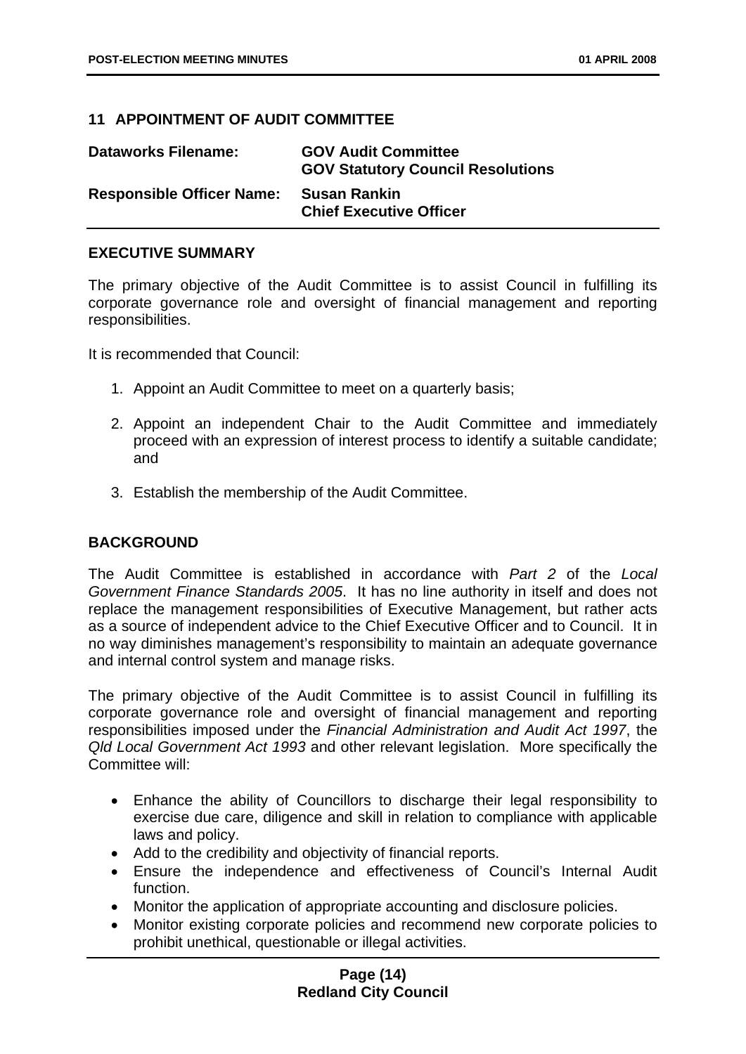## 11 APPOINTMENT OF AUDIT COMMITTEE

| | |
|---|---|
| **Dataworks Filename:** | **GOV Audit Committee**<br>**GOV Statutory Council Resolutions** |
| **Responsible Officer Name:** | **Susan Rankin**<br>**Chief Executive Officer** |

### EXECUTIVE SUMMARY

The primary objective of the Audit Committee is to assist Council in fulfilling its corporate governance role and oversight of financial management and reporting responsibilities.

It is recommended that Council:

1. Appoint an Audit Committee to meet on a quarterly basis;
2. Appoint an independent Chair to the Audit Committee and immediately proceed with an expression of interest process to identify a suitable candidate; and
3. Establish the membership of the Audit Committee.

### BACKGROUND

The Audit Committee is established in accordance with *Part 2* of the *Local Government Finance Standards 2005*. It has no line authority in itself and does not replace the management responsibilities of Executive Management, but rather acts as a source of independent advice to the Chief Executive Officer and to Council. It in no way diminishes management's responsibility to maintain an adequate governance and internal control system and manage risks.

The primary objective of the Audit Committee is to assist Council in fulfilling its corporate governance role and oversight of financial management and reporting responsibilities imposed under the *Financial Administration and Audit Act 1997*, the *Qld Local Government Act 1993* and other relevant legislation. More specifically the Committee will:

- Enhance the ability of Councillors to discharge their legal responsibility to exercise due care, diligence and skill in relation to compliance with applicable laws and policy.
- Add to the credibility and objectivity of financial reports.
- Ensure the independence and effectiveness of Council's Internal Audit function.
- Monitor the application of appropriate accounting and disclosure policies.
- Monitor existing corporate policies and recommend new corporate policies to prohibit unethical, questionable or illegal activities.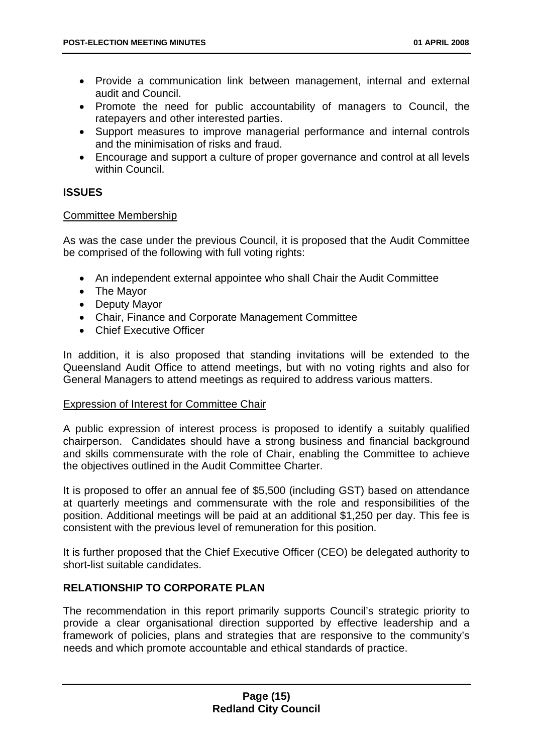- Provide a communication link between management, internal and external audit and Council.
- Promote the need for public accountability of managers to Council, the ratepayers and other interested parties.
- Support measures to improve managerial performance and internal controls and the minimisation of risks and fraud.
- Encourage and support a culture of proper governance and control at all levels within Council.

**ISSUES**

Committee Membership

As was the case under the previous Council, it is proposed that the Audit Committee be comprised of the following with full voting rights:

- An independent external appointee who shall Chair the Audit Committee
- The Mayor
- Deputy Mayor
- Chair, Finance and Corporate Management Committee
- Chief Executive Officer

In addition, it is also proposed that standing invitations will be extended to the Queensland Audit Office to attend meetings, but with no voting rights and also for General Managers to attend meetings as required to address various matters.

Expression of Interest for Committee Chair

A public expression of interest process is proposed to identify a suitably qualified chairperson. Candidates should have a strong business and financial background and skills commensurate with the role of Chair, enabling the Committee to achieve the objectives outlined in the Audit Committee Charter.

It is proposed to offer an annual fee of $5,500 (including GST) based on attendance at quarterly meetings and commensurate with the role and responsibilities of the position. Additional meetings will be paid at an additional $1,250 per day. This fee is consistent with the previous level of remuneration for this position.

It is further proposed that the Chief Executive Officer (CEO) be delegated authority to short-list suitable candidates.

**RELATIONSHIP TO CORPORATE PLAN**

The recommendation in this report primarily supports Council's strategic priority to provide a clear organisational direction supported by effective leadership and a framework of policies, plans and strategies that are responsive to the community's needs and which promote accountable and ethical standards of practice.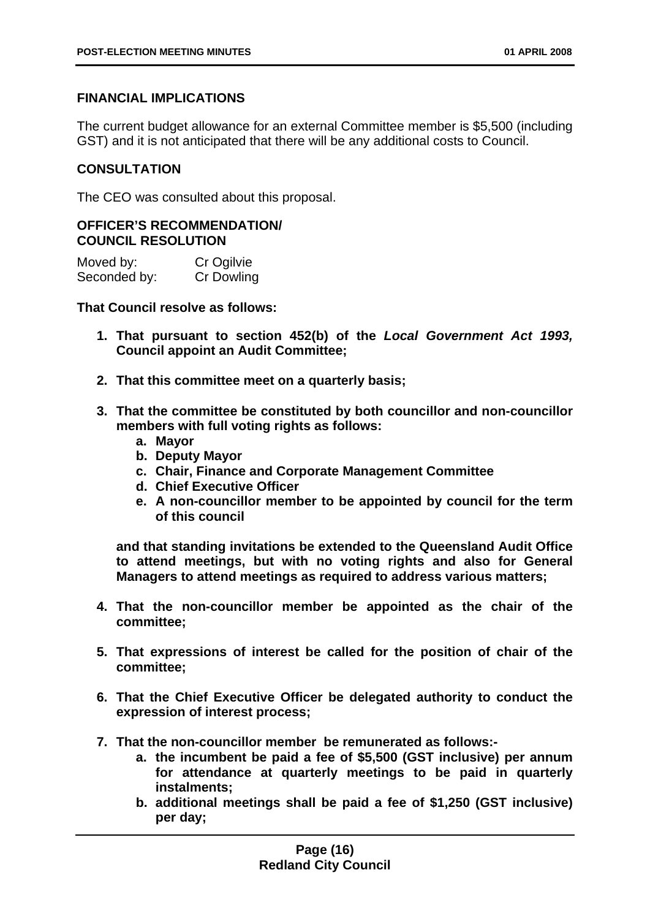### FINANCIAL IMPLICATIONS

The current budget allowance for an external Committee member is $5,500 (including GST) and it is not anticipated that there will be any additional costs to Council.

### CONSULTATION

The CEO was consulted about this proposal.

### OFFICER'S RECOMMENDATION/ COUNCIL RESOLUTION

Moved by: Cr Ogilvie
Seconded by: Cr Dowling

**That Council resolve as follows:**

1. **That pursuant to section 452(b) of the *Local Government Act 1993,* Council appoint an Audit Committee;**
2. **That this committee meet on a quarterly basis;**
3. **That the committee be constituted by both councillor and non-councillor members with full voting rights as follows:**
   a. **Mayor**
   b. **Deputy Mayor**
   c. **Chair, Finance and Corporate Management Committee**
   d. **Chief Executive Officer**
   e. **A non-councillor member to be appointed by council for the term of this council**

   **and that standing invitations be extended to the Queensland Audit Office to attend meetings, but with no voting rights and also for General Managers to attend meetings as required to address various matters;**
4. **That the non-councillor member be appointed as the chair of the committee;**
5. **That expressions of interest be called for the position of chair of the committee;**
6. **That the Chief Executive Officer be delegated authority to conduct the expression of interest process;**
7. **That the non-councillor member be remunerated as follows:-**
   a. **the incumbent be paid a fee of $5,500 (GST inclusive) per annum for attendance at quarterly meetings to be paid in quarterly instalments;**
   b. **additional meetings shall be paid a fee of $1,250 (GST inclusive) per day;**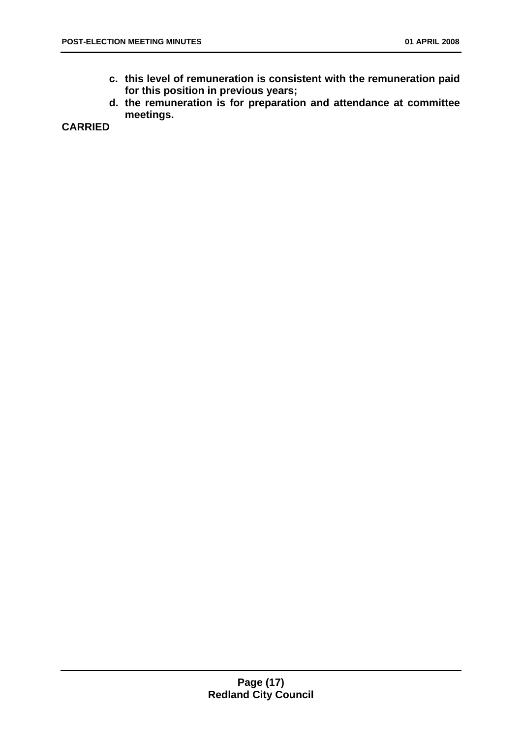**c. this level of remuneration is consistent with the remuneration paid for this position in previous years;**

**d. the remuneration is for preparation and attendance at committee meetings.**

**CARRIED**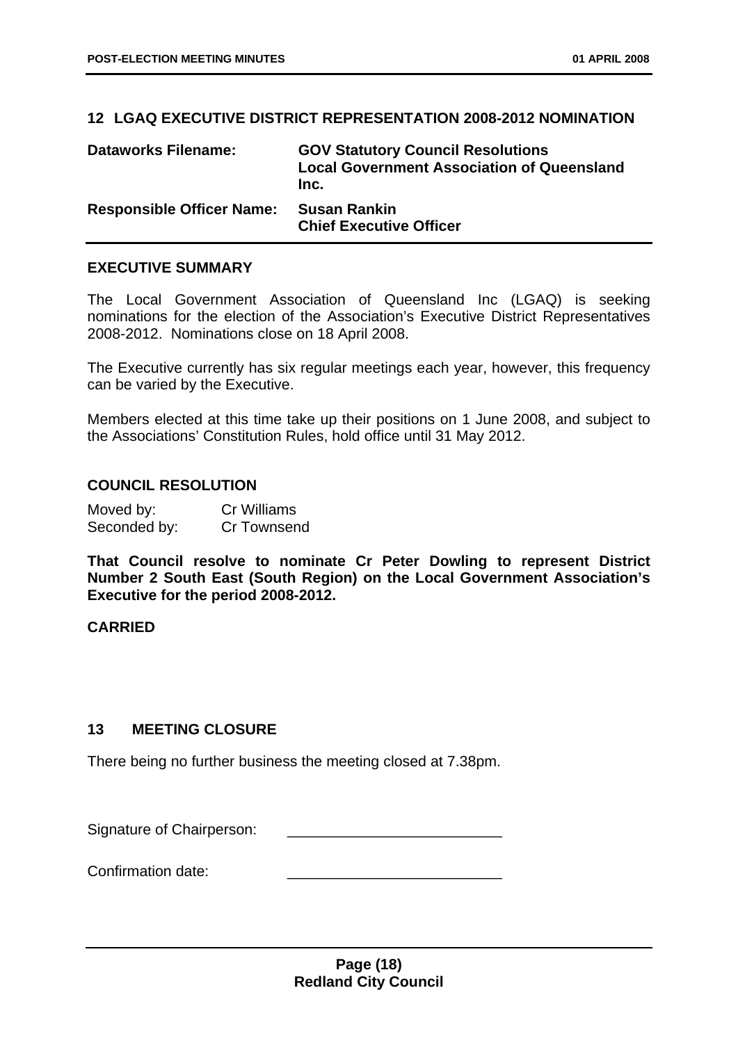## 12 LGAQ EXECUTIVE DISTRICT REPRESENTATION 2008-2012 NOMINATION

| | |
|---|---|
| **Dataworks Filename:** | **GOV Statutory Council Resolutions Local Government Association of Queensland Inc.** |
| **Responsible Officer Name:** | **Susan Rankin Chief Executive Officer** |

### EXECUTIVE SUMMARY

The Local Government Association of Queensland Inc (LGAQ) is seeking nominations for the election of the Association's Executive District Representatives 2008-2012. Nominations close on 18 April 2008.

The Executive currently has six regular meetings each year, however, this frequency can be varied by the Executive.

Members elected at this time take up their positions on 1 June 2008, and subject to the Associations' Constitution Rules, hold office until 31 May 2012.

### COUNCIL RESOLUTION

Moved by: Cr Williams
Seconded by: Cr Townsend

**That Council resolve to nominate Cr Peter Dowling to represent District Number 2 South East (South Region) on the Local Government Association's Executive for the period 2008-2012.**

**CARRIED**

## 13 MEETING CLOSURE

There being no further business the meeting closed at 7.38pm.

Signature of Chairperson: \_\_\_\_\_\_\_\_\_\_\_\_\_\_\_\_\_\_\_\_\_\_\_\_\_\_

Confirmation date: \_\_\_\_\_\_\_\_\_\_\_\_\_\_\_\_\_\_\_\_\_\_\_\_\_\_